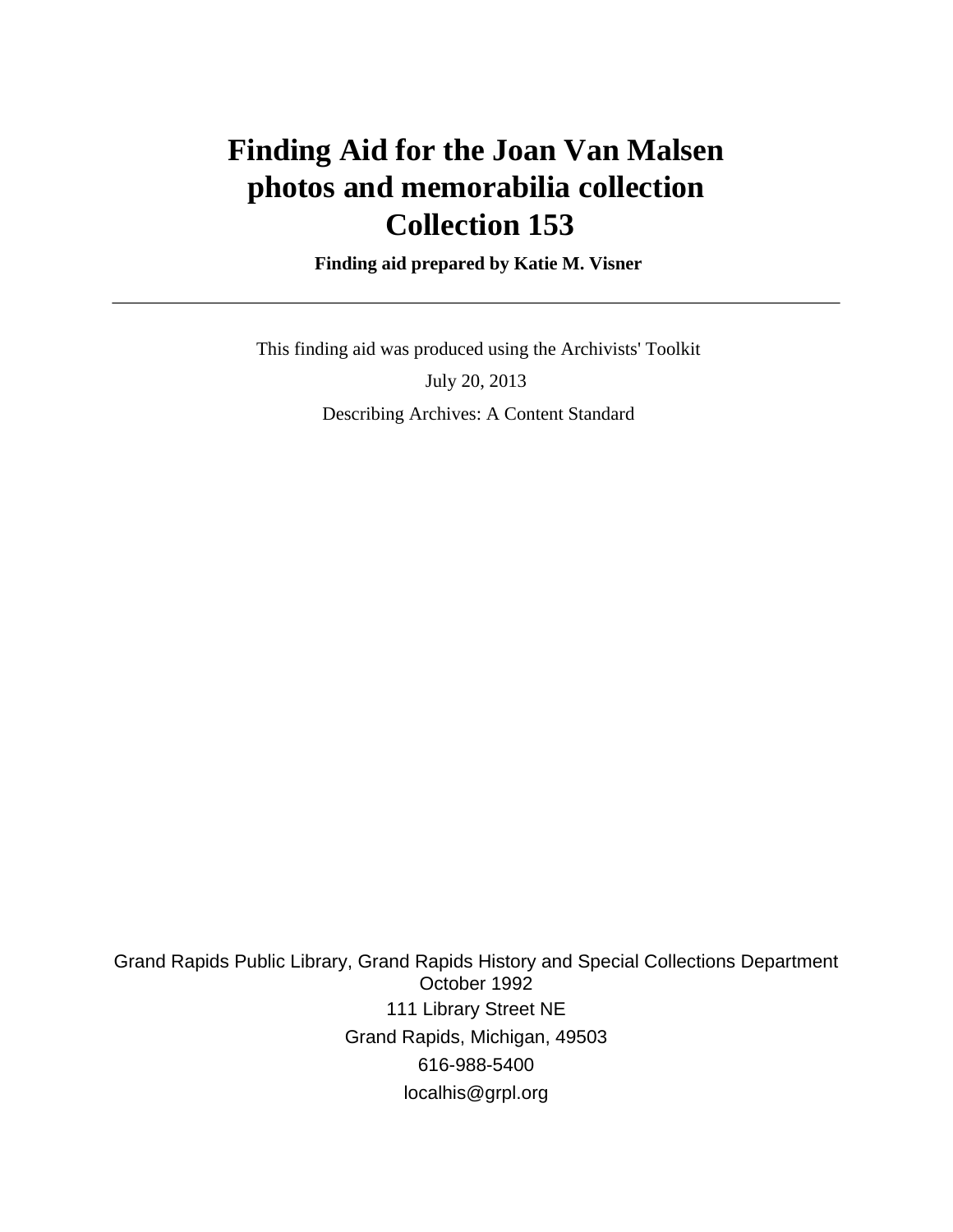# Finding Aid for the Joan Van Malsen photos and memorabilia collection Collection 153

**Finding aid prepared by Katie M. Visner**

---

This finding aid was produced using the Archivists' Toolkit

July 20, 2013

Describing Archives: A Content Standard

Grand Rapids Public Library, Grand Rapids History and Special Collections Department
October 1992
111 Library Street NE
Grand Rapids, Michigan, 49503
616-988-5400
localhis@grpl.org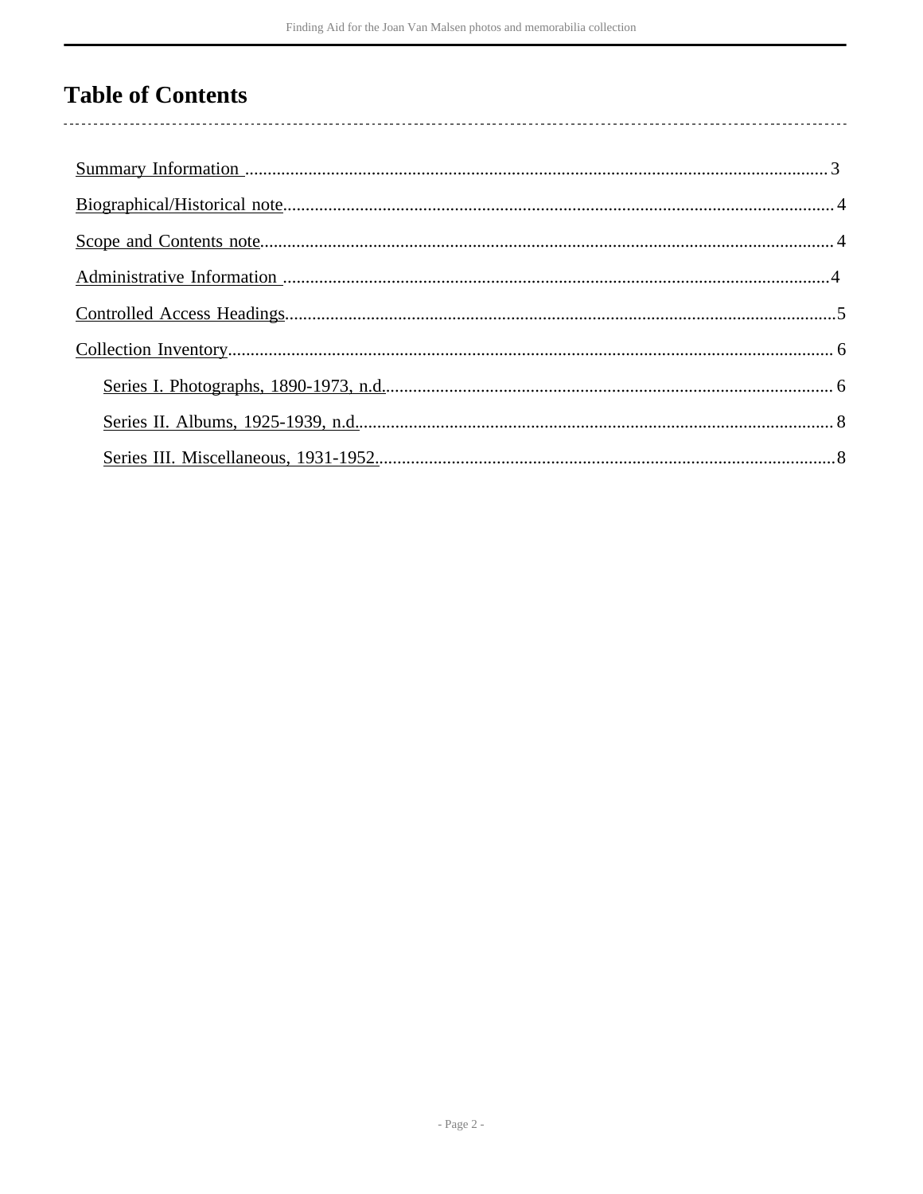# Table of Contents

- Summary Information ... 3
- Biographical/Historical note ... 4
- Scope and Contents note ... 4
- Administrative Information ... 4
- Controlled Access Headings ... 5
- Collection Inventory ... 6
  - Series I. Photographs, 1890-1973, n.d. ... 6
  - Series II. Albums, 1925-1939, n.d. ... 8
  - Series III. Miscellaneous, 1931-1952. ... 8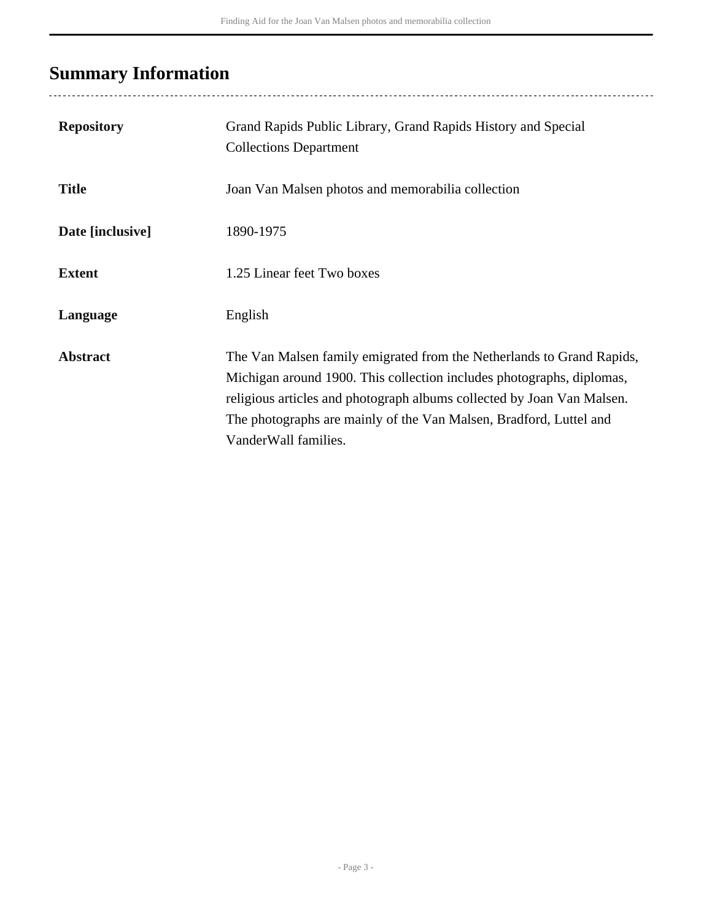## Summary Information

| | |
|---|---|
| **Repository** | Grand Rapids Public Library, Grand Rapids History and Special Collections Department |
| **Title** | Joan Van Malsen photos and memorabilia collection |
| **Date [inclusive]** | 1890-1975 |
| **Extent** | 1.25 Linear feet Two boxes |
| **Language** | English |
| **Abstract** | The Van Malsen family emigrated from the Netherlands to Grand Rapids, Michigan around 1900. This collection includes photographs, diplomas, religious articles and photograph albums collected by Joan Van Malsen. The photographs are mainly of the Van Malsen, Bradford, Luttel and VanderWall families. |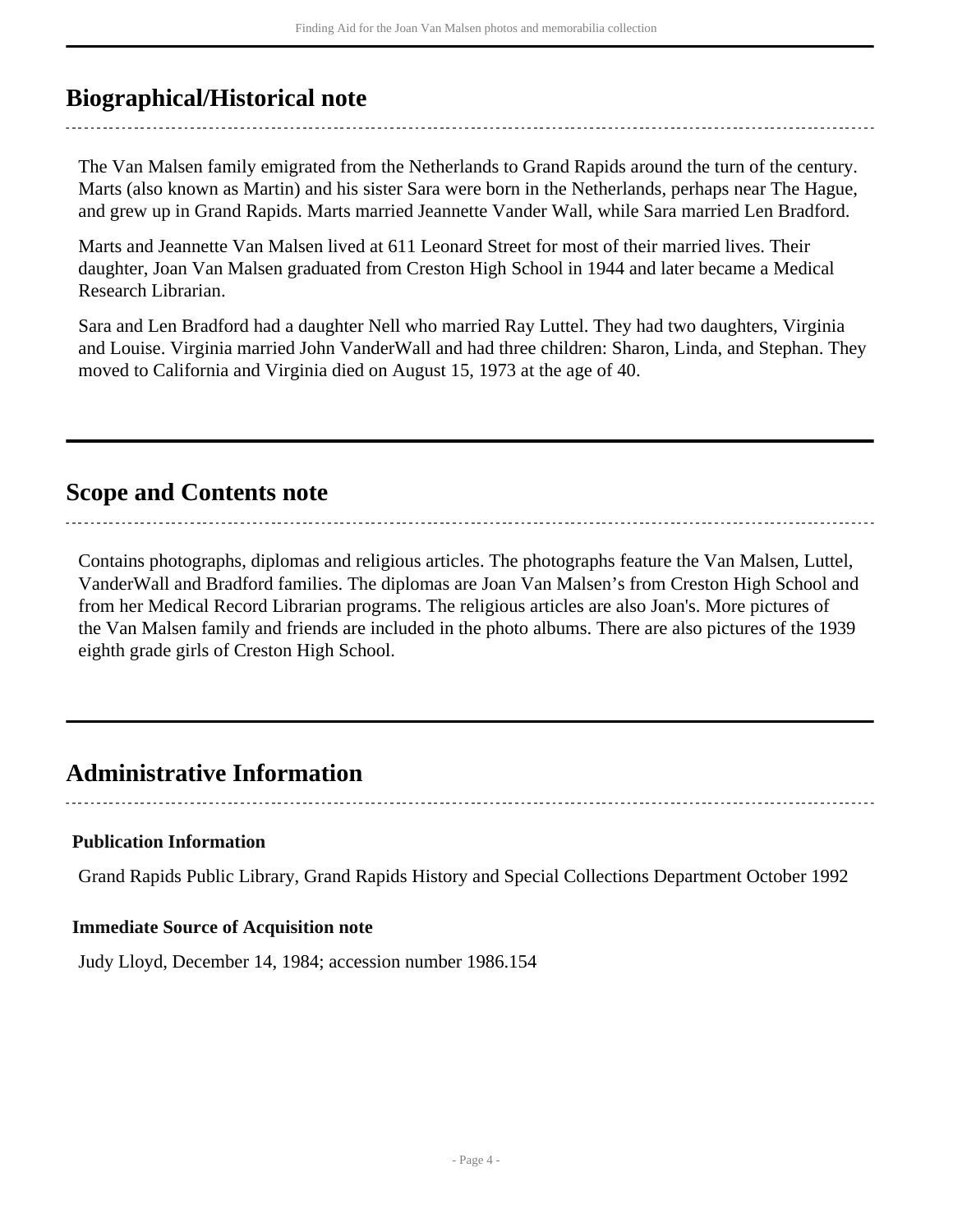## Biographical/Historical note

The Van Malsen family emigrated from the Netherlands to Grand Rapids around the turn of the century. Marts (also known as Martin) and his sister Sara were born in the Netherlands, perhaps near The Hague, and grew up in Grand Rapids. Marts married Jeannette Vander Wall, while Sara married Len Bradford.

Marts and Jeannette Van Malsen lived at 611 Leonard Street for most of their married lives. Their daughter, Joan Van Malsen graduated from Creston High School in 1944 and later became a Medical Research Librarian.

Sara and Len Bradford had a daughter Nell who married Ray Luttel. They had two daughters, Virginia and Louise. Virginia married John VanderWall and had three children: Sharon, Linda, and Stephan. They moved to California and Virginia died on August 15, 1973 at the age of 40.

## Scope and Contents note

Contains photographs, diplomas and religious articles. The photographs feature the Van Malsen, Luttel, VanderWall and Bradford families. The diplomas are Joan Van Malsen's from Creston High School and from her Medical Record Librarian programs. The religious articles are also Joan's. More pictures of the Van Malsen family and friends are included in the photo albums. There are also pictures of the 1939 eighth grade girls of Creston High School.

## Administrative Information

**Publication Information**

Grand Rapids Public Library, Grand Rapids History and Special Collections Department October 1992

**Immediate Source of Acquisition note**

Judy Lloyd, December 14, 1984; accession number 1986.154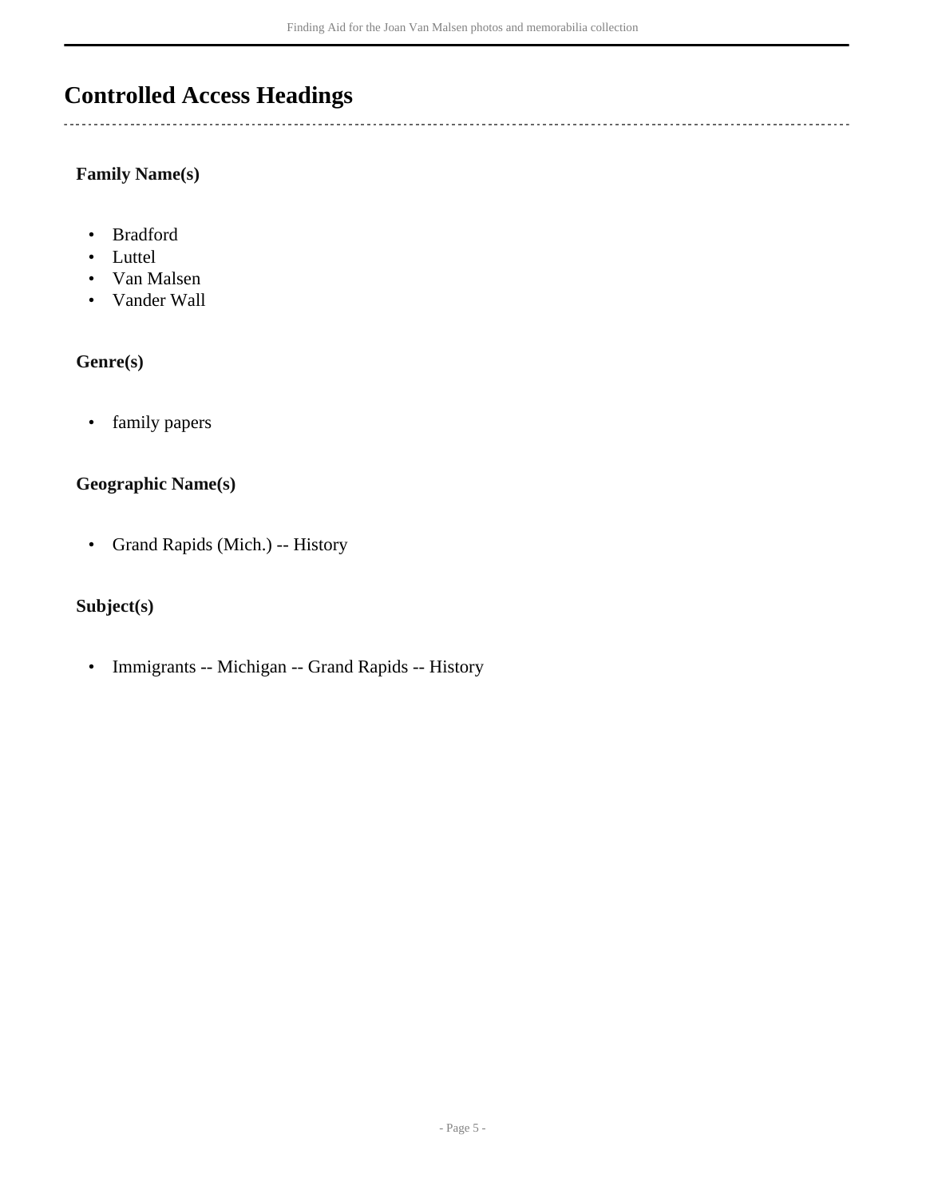# Controlled Access Headings

### Family Name(s)

- Bradford
- Luttel
- Van Malsen
- Vander Wall

### Genre(s)

- family papers

### Geographic Name(s)

- Grand Rapids (Mich.) -- History

### Subject(s)

- Immigrants -- Michigan -- Grand Rapids -- History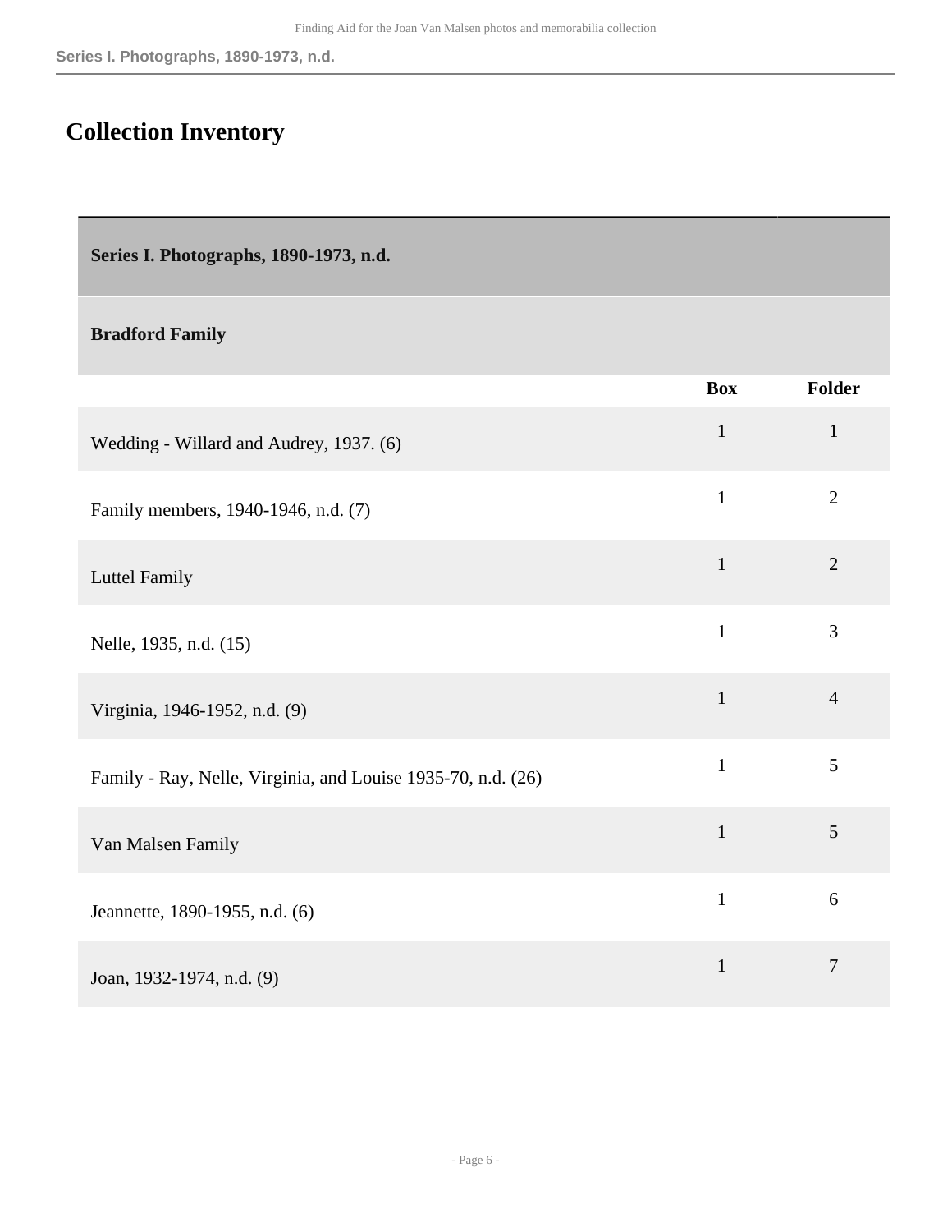## Collection Inventory

| Series I. Photographs, 1890-1973, n.d. | | |
|---|---|---|
| **Bradford Family** | | |
| | **Box** | **Folder** |
| Wedding - Willard and Audrey, 1937. (6) | 1 | 1 |
| Family members, 1940-1946, n.d. (7) | 1 | 2 |
| Luttel Family | 1 | 2 |
| Nelle, 1935, n.d. (15) | 1 | 3 |
| Virginia, 1946-1952, n.d. (9) | 1 | 4 |
| Family - Ray, Nelle, Virginia, and Louise 1935-70, n.d. (26) | 1 | 5 |
| Van Malsen Family | 1 | 5 |
| Jeannette, 1890-1955, n.d. (6) | 1 | 6 |
| Joan, 1932-1974, n.d. (9) | 1 | 7 |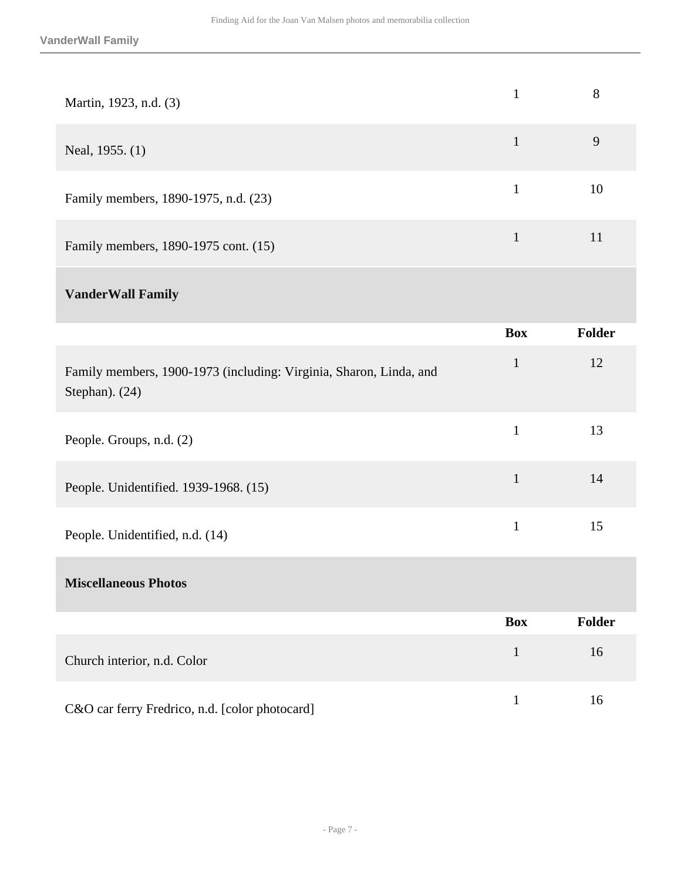| | Box | Folder |
|---|---|---|
| Martin, 1923, n.d. (3) | 1 | 8 |
| Neal, 1955. (1) | 1 | 9 |
| Family members, 1890-1975, n.d. (23) | 1 | 10 |
| Family members, 1890-1975 cont. (15) | 1 | 11 |

### VanderWall Family

| | Box | Folder |
|---|---|---|
| Family members, 1900-1973 (including: Virginia, Sharon, Linda, and Stephan). (24) | 1 | 12 |
| People. Groups, n.d. (2) | 1 | 13 |
| People. Unidentified. 1939-1968. (15) | 1 | 14 |
| People. Unidentified, n.d. (14) | 1 | 15 |

### Miscellaneous Photos

| | Box | Folder |
|---|---|---|
| Church interior, n.d. Color | 1 | 16 |
| C&O car ferry Fredrico, n.d. [color photocard] | 1 | 16 |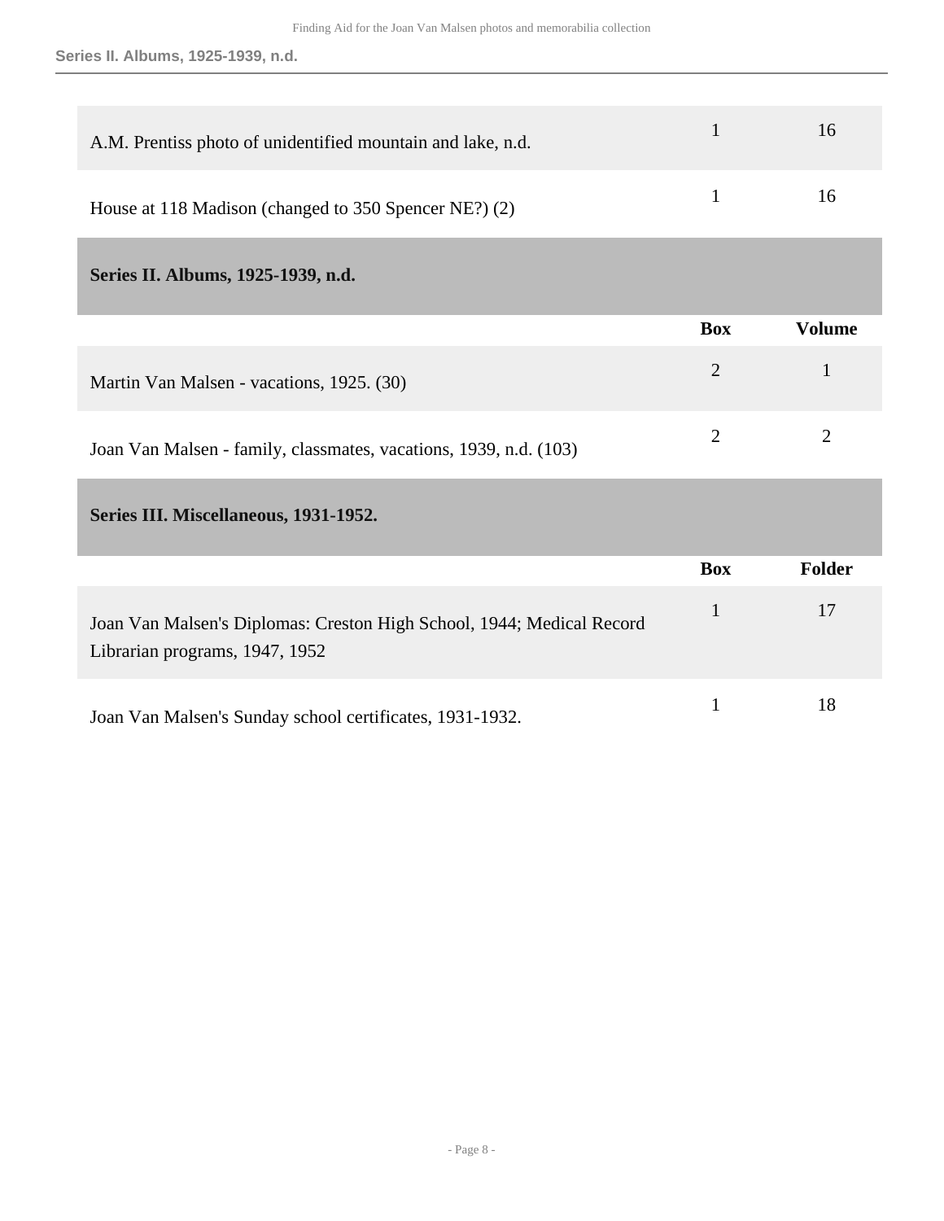| | Box | Folder |
|---|---|---|
| A.M. Prentiss photo of unidentified mountain and lake, n.d. | 1 | 16 |
| House at 118 Madison (changed to 350 Spencer NE?) (2) | 1 | 16 |

## Series II. Albums, 1925-1939, n.d.

| | Box | Volume |
|---|---|---|
| Martin Van Malsen - vacations, 1925. (30) | 2 | 1 |
| Joan Van Malsen - family, classmates, vacations, 1939, n.d. (103) | 2 | 2 |

## Series III. Miscellaneous, 1931-1952.

| | Box | Folder |
|---|---|---|
| Joan Van Malsen's Diplomas: Creston High School, 1944; Medical Record Librarian programs, 1947, 1952 | 1 | 17 |
| Joan Van Malsen's Sunday school certificates, 1931-1932. | 1 | 18 |